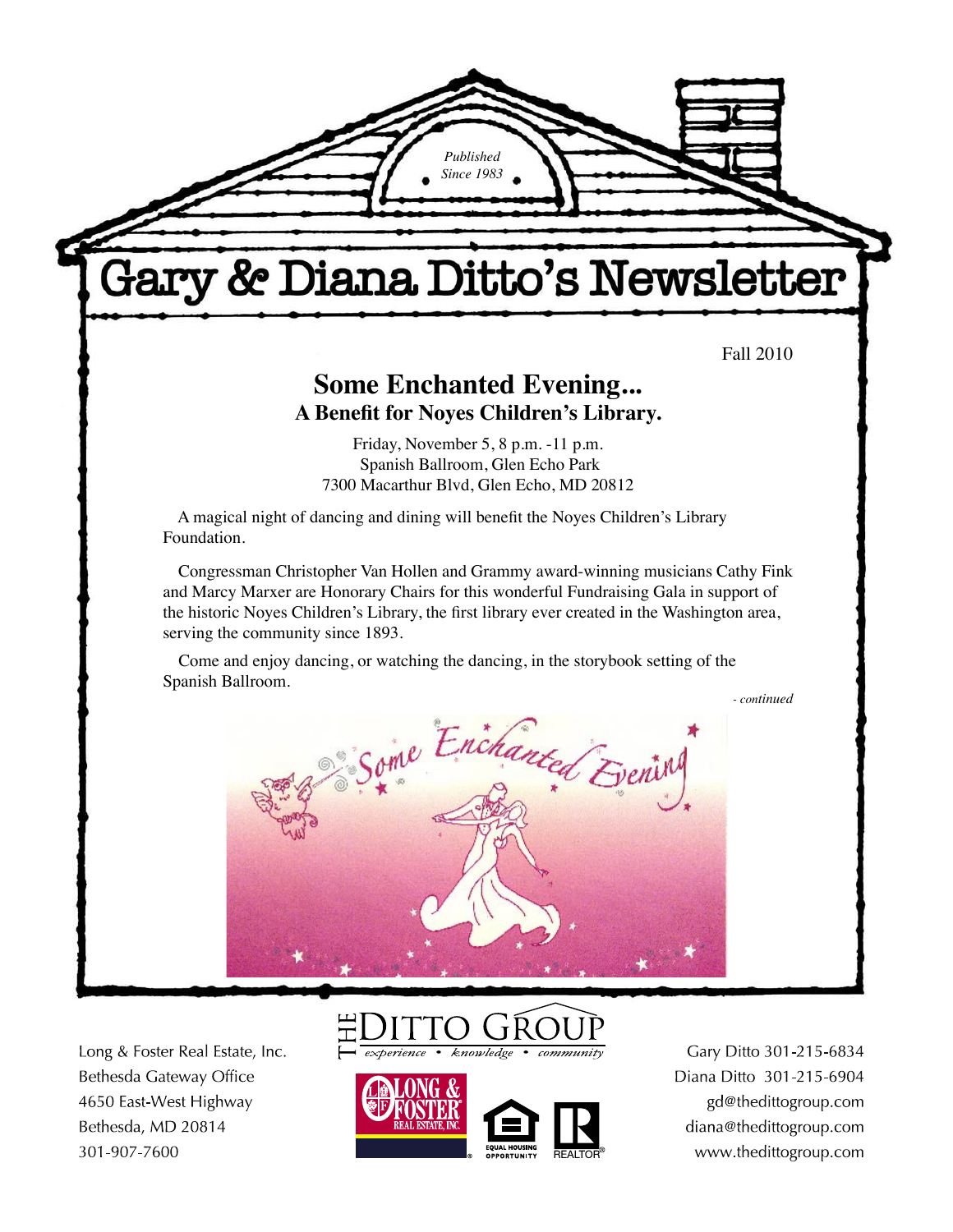*Published Since 1983*

# Gary & Diana Ditto's Newsletter

Fall 2010

## Some Enchanted Evening...

### A Benefit for Noyes Children's Library.

Friday, November 5, 8 p.m. -11 p.m.
Spanish Ballroom, Glen Echo Park
7300 Macarthur Blvd, Glen Echo, MD 20812

A magical night of dancing and dining will benefit the Noyes Children's Library Foundation.

Congressman Christopher Van Hollen and Grammy award-winning musicians Cathy Fink and Marcy Marxer are Honorary Chairs for this wonderful Fundraising Gala in support of the historic Noyes Children's Library, the first library ever created in the Washington area, serving the community since 1893.

Come and enjoy dancing, or watching the dancing, in the storybook setting of the Spanish Ballroom.

*- continued*

Long & Foster Real Estate, Inc.
Bethesda Gateway Office
4650 East-West Highway
Bethesda, MD 20814
301-907-7600

THE DITTO GROUP
*experience • knowledge • community*

Gary Ditto 301-215-6834
Diana Ditto 301-215-6904
gd@thedittogroup.com
diana@thedittogroup.com
www.thedittogroup.com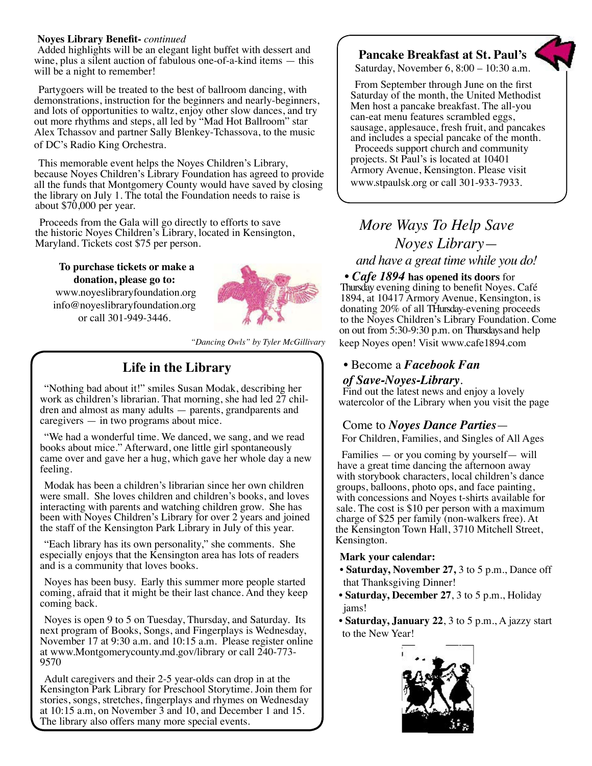**Noyes Library Benefit-** *continued*

Added highlights will be an elegant light buffet with dessert and wine, plus a silent auction of fabulous one-of-a-kind items — this will be a night to remember!

Partygoers will be treated to the best of ballroom dancing, with demonstrations, instruction for the beginners and nearly-beginners, and lots of opportunities to waltz, enjoy other slow dances, and try out more rhythms and steps, all led by "Mad Hot Ballroom" star Alex Tchassov and partner Sally Blenkey-Tchassova, to the music of DC's Radio King Orchestra.

This memorable event helps the Noyes Children's Library, because Noyes Children's Library Foundation has agreed to provide all the funds that Montgomery County would have saved by closing the library on July 1. The total the Foundation needs to raise is about $70,000 per year.

Proceeds from the Gala will go directly to efforts to save the historic Noyes Children's Library, located in Kensington, Maryland. Tickets cost $75 per person.

**To purchase tickets or make a donation, please go to:**
www.noyeslibraryfoundation.org
info@noyeslibraryfoundation.org
or call 301-949-3446.

*"Dancing Owls" by Tyler McGillivary*

## Life in the Library

"Nothing bad about it!" smiles Susan Modak, describing her work as children's librarian. That morning, she had led 27 children and almost as many adults — parents, grandparents and caregivers — in two programs about mice.

"We had a wonderful time. We danced, we sang, and we read books about mice." Afterward, one little girl spontaneously came over and gave her a hug, which gave her whole day a new feeling.

Modak has been a children's librarian since her own children were small. She loves children and children's books, and loves interacting with parents and watching children grow. She has been with Noyes Children's Library for over 2 years and joined the staff of the Kensington Park Library in July of this year.

"Each library has its own personality," she comments. She especially enjoys that the Kensington area has lots of readers and is a community that loves books.

Noyes has been busy. Early this summer more people started coming, afraid that it might be their last chance. And they keep coming back.

Noyes is open 9 to 5 on Tuesday, Thursday, and Saturday. Its next program of Books, Songs, and Fingerplays is Wednesday, November 17 at 9:30 a.m. and 10:15 a.m. Please register online at www.Montgomerycounty.md.gov/library or call 240-773-9570

Adult caregivers and their 2-5 year-olds can drop in at the Kensington Park Library for Preschool Storytime. Join them for stories, songs, stretches, fingerplays and rhymes on Wednesday at 10:15 a.m, on November 3 and 10, and December 1 and 15. The library also offers many more special events.

## Pancake Breakfast at St. Paul's

Saturday, November 6, 8:00 – 10:30 a.m.

From September through June on the first Saturday of the month, the United Methodist Men host a pancake breakfast. The all-you can-eat menu features scrambled eggs, sausage, applesauce, fresh fruit, and pancakes and includes a special pancake of the month.

Proceeds support church and community projects. St Paul's is located at 10401 Armory Avenue, Kensington. Please visit www.stpaulsk.org or call 301-933-7933.

## *More Ways To Help Save Noyes Library—*

### *and have a great time while you do!*

• ***Cafe 1894* has opened its doors** for Thursday evening dining to benefit Noyes. Café 1894, at 10417 Armory Avenue, Kensington, is donating 20% of all THursday-evening proceeds to the Noyes Children's Library Foundation. Come on out from 5:30-9:30 p.m. on Thursdays and help keep Noyes open! Visit www.cafe1894.com

• Become a ***Facebook Fan of Save-Noyes-Library***.
Find out the latest news and enjoy a lovely watercolor of the Library when you visit the page

Come to ***Noyes Dance Parties***—
For Children, Families, and Singles of All Ages

Families — or you coming by yourself— will have a great time dancing the afternoon away with storybook characters, local children's dance groups, balloons, photo ops, and face painting, with concessions and Noyes t-shirts available for sale. The cost is $10 per person with a maximum charge of $25 per family (non-walkers free). At the Kensington Town Hall, 3710 Mitchell Street, Kensington.

**Mark your calendar:**

- **Saturday, November 27,** 3 to 5 p.m., Dance off that Thanksgiving Dinner!
- **Saturday, December 27**, 3 to 5 p.m., Holiday jams!
- **Saturday, January 22**, 3 to 5 p.m., A jazzy start to the New Year!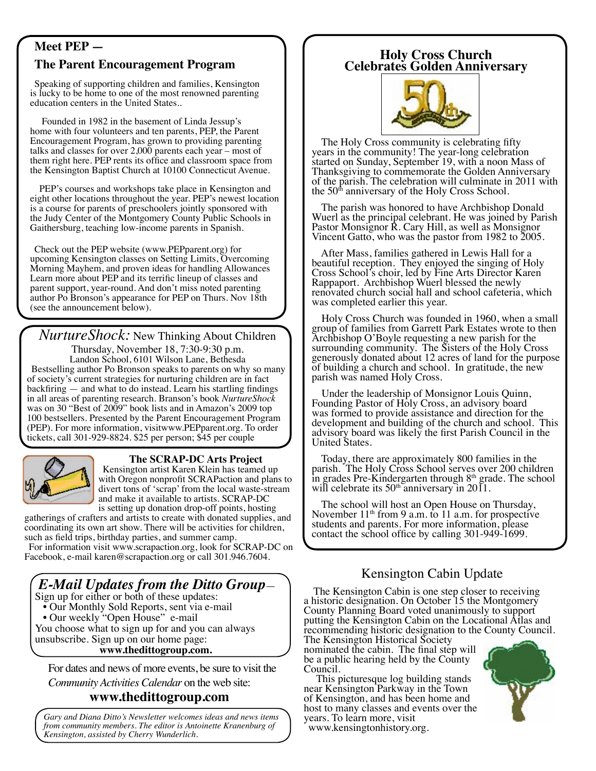## Meet PEP — The Parent Encouragement Program

Speaking of supporting children and families, Kensington is lucky to be home to one of the most renowned parenting education centers in the United States..

Founded in 1982 in the basement of Linda Jessup's home with four volunteers and ten parents, PEP, the Parent Encouragement Program, has grown to providing parenting talks and classes for over 2,000 parents each year – most of them right here. PEP rents its office and classroom space from the Kensington Baptist Church at 10100 Connecticut Avenue.

PEP's courses and workshops take place in Kensington and eight other locations throughout the year. PEP's newest location is a course for parents of preschoolers jointly sponsored with the Judy Center of the Montgomery County Public Schools in Gaithersburg, teaching low-income parents in Spanish.

Check out the PEP website (www.PEPparent.org) for upcoming Kensington classes on Setting Limits, Overcoming Morning Mayhem, and proven ideas for handling Allowances Learn more about PEP and its terrific lineup of classes and parent support, year-round. And don't miss noted parenting author Po Bronson's appearance for PEP on Thurs. Nov 18th (see the announcement below).

## *NurtureShock:* New Thinking About Children

Thursday, November 18, 7:30-9:30 p.m.
Landon School, 6101 Wilson Lane, Bethesda

Bestselling author Po Bronson speaks to parents on why so many of society's current strategies for nurturing children are in fact backfiring — and what to do instead. Learn his startling findings in all areas of parenting research. Branson's book *NurtureShock* was on 30 "Best of 2009" book lists and in Amazon's 2009 top 100 bestsellers. Presented by the Parent Encouragement Program (PEP). For more information, visitwww.PEPparent.org. To order tickets, call 301-929-8824. $25 per person; $45 per couple

### The SCRAP-DC Arts Project

Kensington artist Karen Klein has teamed up with Oregon nonprofit SCRAPaction and plans to divert tons of 'scrap' from the local waste-stream and make it available to artists. SCRAP-DC is setting up donation drop-off points, hosting gatherings of crafters and artists to create with donated supplies, and coordinating its own art show. There will be activities for children, such as field trips, birthday parties, and summer camp.

For information visit www.scrapaction.org, look for SCRAP-DC on Facebook, e-mail karen@scrapaction.org or call 301.946.7604.

## *E-Mail Updates from the Ditto Group*–

Sign up for either or both of these updates:

- Our Monthly Sold Reports, sent via e-mail
- Our weekly "Open House" e-mail

You choose what to sign up for and you can always unsubscribe. Sign up on our home page:
**www.thedittogroup.com.**

For dates and news of more events, be sure to visit the *Community Activities Calendar* on the web site:
**www.thedittogroup.com**

*Gary and Diana Ditto's Newsletter welcomes ideas and news items from community members. The editor is Antoinette Kranenburg of Kensington, assisted by Cherry Wunderlich.*

## Holy Cross Church Celebrates Golden Anniversary

The Holy Cross community is celebrating fifty years in the community! The year-long celebration started on Sunday, September 19, with a noon Mass of Thanksgiving to commemorate the Golden Anniversary of the parish. The celebration will culminate in 2011 with the 50th anniversary of the Holy Cross School.

The parish was honored to have Archbishop Donald Wuerl as the principal celebrant. He was joined by Parish Pastor Monsignor R. Cary Hill, as well as Monsignor Vincent Gatto, who was the pastor from 1982 to 2005.

After Mass, families gathered in Lewis Hall for a beautiful reception. They enjoyed the singing of Holy Cross School's choir, led by Fine Arts Director Karen Rappaport. Archbishop Wuerl blessed the newly renovated church social hall and school cafeteria, which was completed earlier this year.

Holy Cross Church was founded in 1960, when a small group of families from Garrett Park Estates wrote to then Archbishop O'Boyle requesting a new parish for the surrounding community. The Sisters of the Holy Cross generously donated about 12 acres of land for the purpose of building a church and school. In gratitude, the new parish was named Holy Cross.

Under the leadership of Monsignor Louis Quinn, Founding Pastor of Holy Cross, an advisory board was formed to provide assistance and direction for the development and building of the church and school. This advisory board was likely the first Parish Council in the United States.

Today, there are approximately 800 families in the parish. The Holy Cross School serves over 200 children in grades Pre-Kindergarten through 8th grade. The school will celebrate its 50th anniversary in 2011.

The school will host an Open House on Thursday, November 11th from 9 a.m. to 11 a.m. for prospective students and parents. For more information, please contact the school office by calling 301-949-1699.

## Kensington Cabin Update

The Kensington Cabin is one step closer to receiving a historic designation. On October 15 the Montgomery County Planning Board voted unanimously to support putting the Kensington Cabin on the Locational Atlas and recommending historic designation to the County Council. The Kensington Historical Society nominated the cabin. The final step will be a public hearing held by the County Council.

This picturesque log building stands near Kensington Parkway in the Town of Kensington, and has been home and host to many classes and events over the years. To learn more, visit www.kensingtonhistory.org.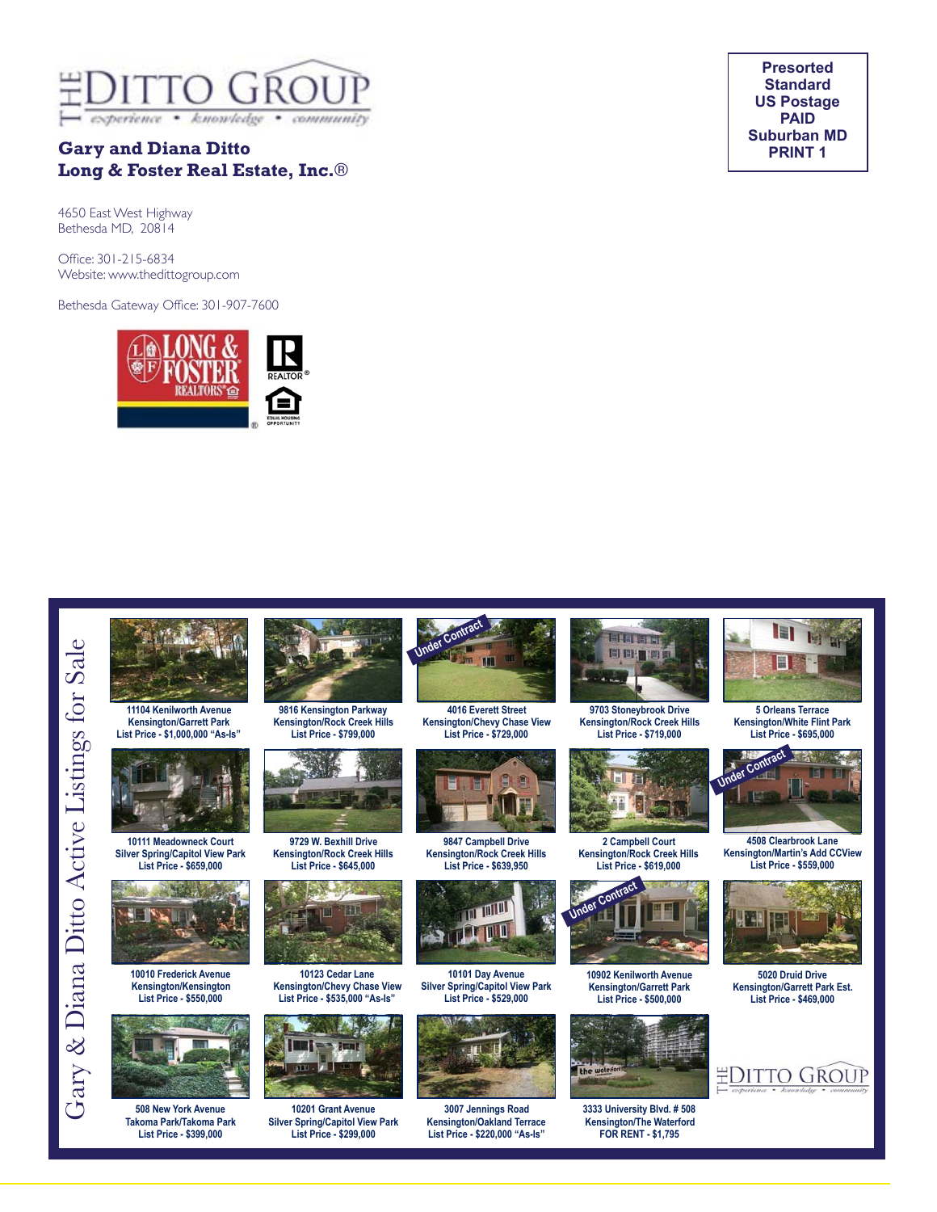# THE DITTO GROUP

experience • knowledge • community

**Gary and Diana Ditto**
**Long & Foster Real Estate, Inc.®**

4650 East West Highway
Bethesda MD, 20814

Office: 301-215-6834
Website: www.thedittogroup.com

Bethesda Gateway Office: 301-907-7600

LONG & FOSTER REALTORS®

REALTOR®

EQUAL HOUSING OPPORTUNITY

**Presorted Standard US Postage PAID Suburban MD PRINT 1**

## Gary & Diana Ditto Active Listings for Sale

11104 Kenilworth Avenue
Kensington/Garrett Park
List Price - $1,000,000 "As-Is"

9816 Kensington Parkway
Kensington/Rock Creek Hills
List Price - $799,000

Under Contract
4016 Everett Street
Kensington/Chevy Chase View
List Price - $729,000

9703 Stoneybrook Drive
Kensington/Rock Creek Hills
List Price - $719,000

5 Orleans Terrace
Kensington/White Flint Park
List Price - $695,000

10111 Meadowneck Court
Silver Spring/Capitol View Park
List Price - $659,000

9729 W. Bexhill Drive
Kensington/Rock Creek Hills
List Price - $645,000

9847 Campbell Drive
Kensington/Rock Creek Hills
List Price - $639,950

2 Campbell Court
Kensington/Rock Creek Hills
List Price - $619,000

Under Contract
4508 Clearbrook Lane
Kensington/Martin's Add CCView
List Price - $559,000

10010 Frederick Avenue
Kensington/Kensington
List Price - $550,000

10123 Cedar Lane
Kensington/Chevy Chase View
List Price - $535,000 "As-Is"

10101 Day Avenue
Silver Spring/Capitol View Park
List Price - $529,000

Under Contract
10902 Kenilworth Avenue
Kensington/Garrett Park
List Price - $500,000

5020 Druid Drive
Kensington/Garrett Park Est.
List Price - $469,000

508 New York Avenue
Takoma Park/Takoma Park
List Price - $399,000

10201 Grant Avenue
Silver Spring/Capitol View Park
List Price - $299,000

3007 Jennings Road
Kensington/Oakland Terrace
List Price - $220,000 "As-Is"

3333 University Blvd. # 508
Kensington/The Waterford
FOR RENT - $1,795

THE DITTO GROUP
experience • knowledge • community